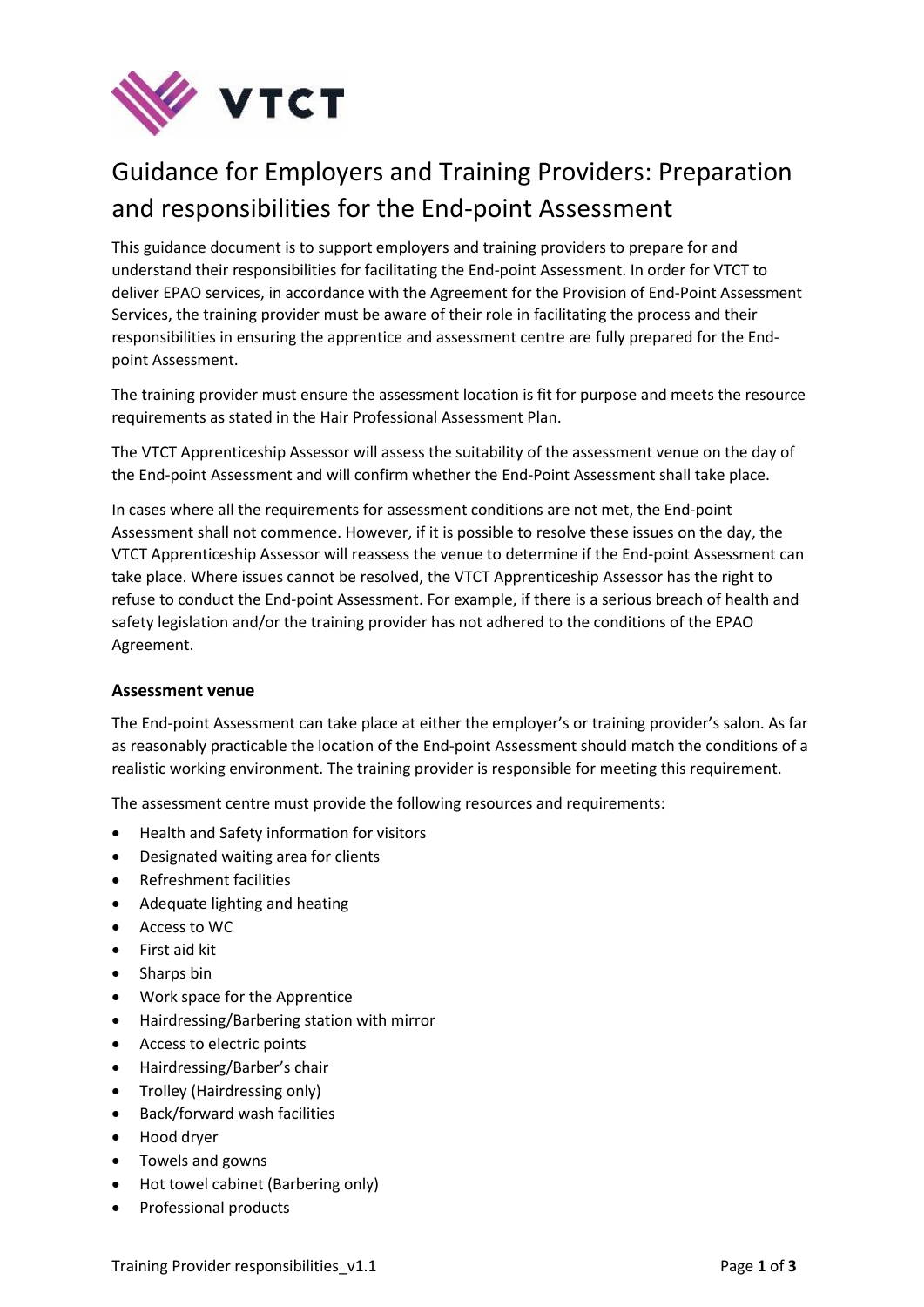# Guidance for Employers and Training Providers: Preparation and responsibilities for the End-point Assessment

This guidance document is to support employers and training providers to prepare for and understand their responsibilities for facilitating the End-point Assessment. In order for VTCT to deliver EPAO services, in accordance with the Agreement for the Provision of End-Point Assessment Services, the training provider must be aware of their role in facilitating the process and their responsibilities in ensuring the apprentice and assessment centre are fully prepared for the End-point Assessment.

The training provider must ensure the assessment location is fit for purpose and meets the resource requirements as stated in the Hair Professional Assessment Plan.

The VTCT Apprenticeship Assessor will assess the suitability of the assessment venue on the day of the End-point Assessment and will confirm whether the End-Point Assessment shall take place.

In cases where all the requirements for assessment conditions are not met, the End-point Assessment shall not commence. However, if it is possible to resolve these issues on the day, the VTCT Apprenticeship Assessor will reassess the venue to determine if the End-point Assessment can take place. Where issues cannot be resolved, the VTCT Apprenticeship Assessor has the right to refuse to conduct the End-point Assessment. For example, if there is a serious breach of health and safety legislation and/or the training provider has not adhered to the conditions of the EPAO Agreement.

### Assessment venue

The End-point Assessment can take place at either the employer's or training provider's salon. As far as reasonably practicable the location of the End-point Assessment should match the conditions of a realistic working environment. The training provider is responsible for meeting this requirement.

The assessment centre must provide the following resources and requirements:

- Health and Safety information for visitors
- Designated waiting area for clients
- Refreshment facilities
- Adequate lighting and heating
- Access to WC
- First aid kit
- Sharps bin
- Work space for the Apprentice
- Hairdressing/Barbering station with mirror
- Access to electric points
- Hairdressing/Barber's chair
- Trolley (Hairdressing only)
- Back/forward wash facilities
- Hood dryer
- Towels and gowns
- Hot towel cabinet (Barbering only)
- Professional products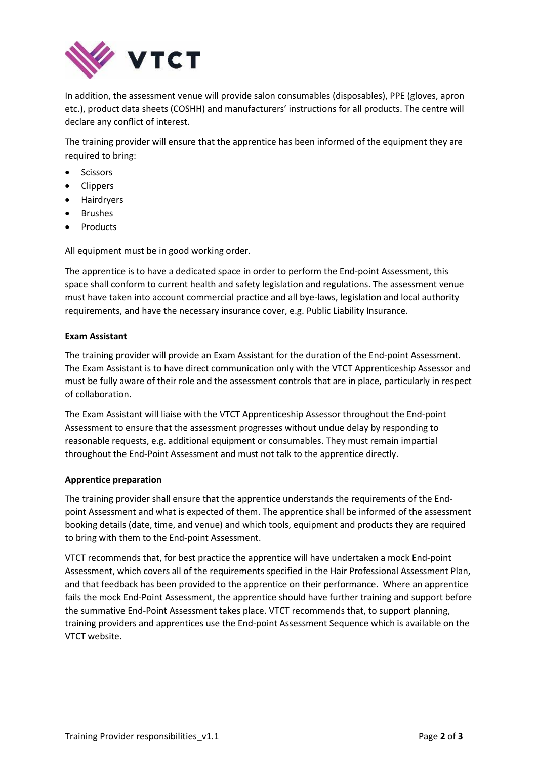In addition, the assessment venue will provide salon consumables (disposables), PPE (gloves, apron etc.), product data sheets (COSHH) and manufacturers' instructions for all products. The centre will declare any conflict of interest.

The training provider will ensure that the apprentice has been informed of the equipment they are required to bring:

- Scissors
- Clippers
- Hairdryers
- Brushes
- Products

All equipment must be in good working order.

The apprentice is to have a dedicated space in order to perform the End-point Assessment, this space shall conform to current health and safety legislation and regulations. The assessment venue must have taken into account commercial practice and all bye-laws, legislation and local authority requirements, and have the necessary insurance cover, e.g. Public Liability Insurance.

**Exam Assistant**

The training provider will provide an Exam Assistant for the duration of the End-point Assessment. The Exam Assistant is to have direct communication only with the VTCT Apprenticeship Assessor and must be fully aware of their role and the assessment controls that are in place, particularly in respect of collaboration.

The Exam Assistant will liaise with the VTCT Apprenticeship Assessor throughout the End-point Assessment to ensure that the assessment progresses without undue delay by responding to reasonable requests, e.g. additional equipment or consumables. They must remain impartial throughout the End-Point Assessment and must not talk to the apprentice directly.

**Apprentice preparation**

The training provider shall ensure that the apprentice understands the requirements of the End-point Assessment and what is expected of them. The apprentice shall be informed of the assessment booking details (date, time, and venue) and which tools, equipment and products they are required to bring with them to the End-point Assessment.

VTCT recommends that, for best practice the apprentice will have undertaken a mock End-point Assessment, which covers all of the requirements specified in the Hair Professional Assessment Plan, and that feedback has been provided to the apprentice on their performance. Where an apprentice fails the mock End-Point Assessment, the apprentice should have further training and support before the summative End-Point Assessment takes place. VTCT recommends that, to support planning, training providers and apprentices use the End-point Assessment Sequence which is available on the VTCT website.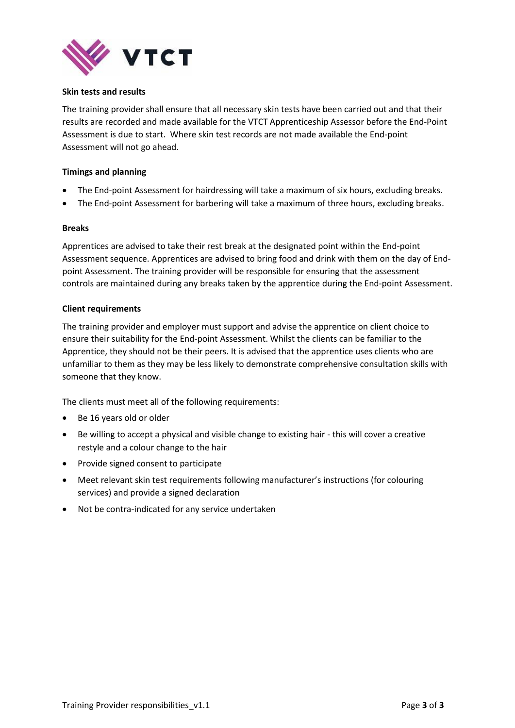**Skin tests and results**

The training provider shall ensure that all necessary skin tests have been carried out and that their results are recorded and made available for the VTCT Apprenticeship Assessor before the End-Point Assessment is due to start. Where skin test records are not made available the End-point Assessment will not go ahead.

**Timings and planning**

- The End-point Assessment for hairdressing will take a maximum of six hours, excluding breaks.
- The End-point Assessment for barbering will take a maximum of three hours, excluding breaks.

**Breaks**

Apprentices are advised to take their rest break at the designated point within the End-point Assessment sequence. Apprentices are advised to bring food and drink with them on the day of End-point Assessment. The training provider will be responsible for ensuring that the assessment controls are maintained during any breaks taken by the apprentice during the End-point Assessment.

**Client requirements**

The training provider and employer must support and advise the apprentice on client choice to ensure their suitability for the End-point Assessment. Whilst the clients can be familiar to the Apprentice, they should not be their peers. It is advised that the apprentice uses clients who are unfamiliar to them as they may be less likely to demonstrate comprehensive consultation skills with someone that they know.

The clients must meet all of the following requirements:

- Be 16 years old or older
- Be willing to accept a physical and visible change to existing hair - this will cover a creative restyle and a colour change to the hair
- Provide signed consent to participate
- Meet relevant skin test requirements following manufacturer's instructions (for colouring services) and provide a signed declaration
- Not be contra-indicated for any service undertaken